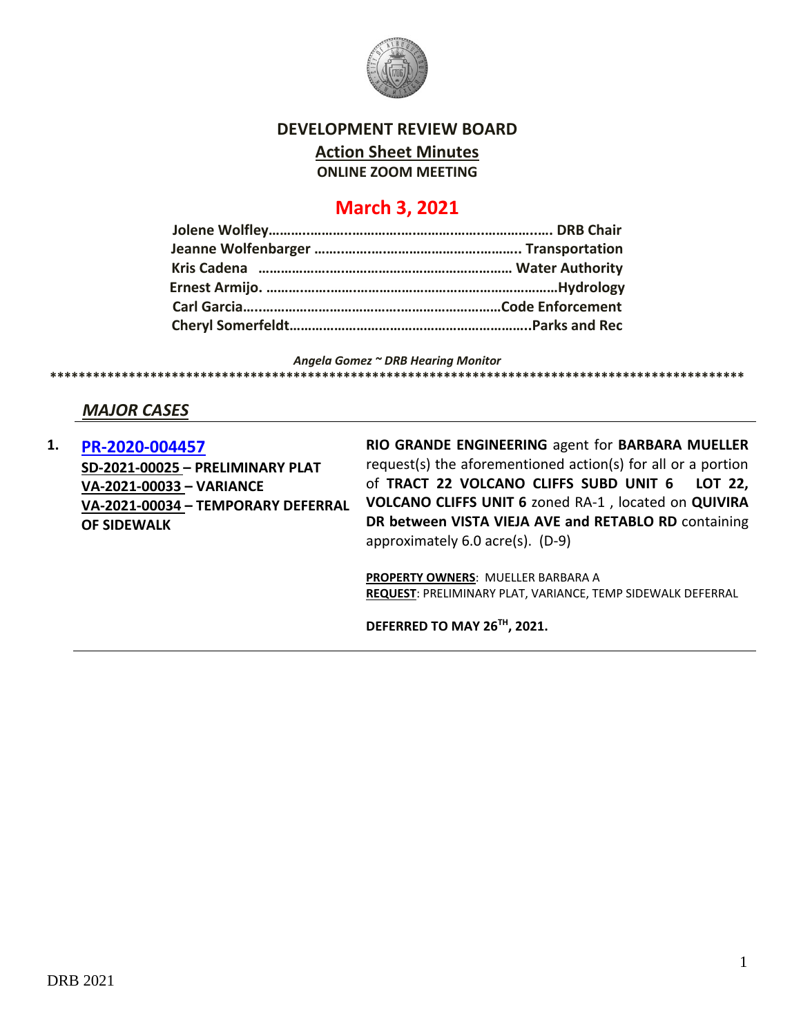# DEVELOPMENT REVIEW BOARD

## Action Sheet Minutes

**ONLINE ZOOM MEETING**

## March 3, 2021

**Jolene Wolfley……………………………………………………………… DRB Chair**
**Jeanne Wolfenbarger ………………………………………………. Transportation**
**Kris Cadena ………………………………………………………… Water Authority**
**Ernest Armijo. ……………………………………………………………………Hydrology**
**Carl Garcia………………………………………………………………Code Enforcement**
**Cheryl Somerfeldt………………………………………………………..Parks and Rec**

*Angela Gomez ~ DRB Hearing Monitor*

****************************************************************************************************

### *MAJOR CASES*

**1. PR-2020-004457**
**SD-2021-00025 – PRELIMINARY PLAT**
**VA-2021-00033 – VARIANCE**
**VA-2021-00034 – TEMPORARY DEFERRAL OF SIDEWALK**

**RIO GRANDE ENGINEERING** agent for **BARBARA MUELLER** request(s) the aforementioned action(s) for all or a portion of **TRACT 22 VOLCANO CLIFFS SUBD UNIT 6 LOT 22, VOLCANO CLIFFS UNIT 6** zoned RA-1 , located on **QUIVIRA DR between VISTA VIEJA AVE and RETABLO RD** containing approximately 6.0 acre(s). (D-9)

**PROPERTY OWNERS**: MUELLER BARBARA A
**REQUEST**: PRELIMINARY PLAT, VARIANCE, TEMP SIDEWALK DEFERRAL

**DEFERRED TO MAY 26TH, 2021.**

DRB 2021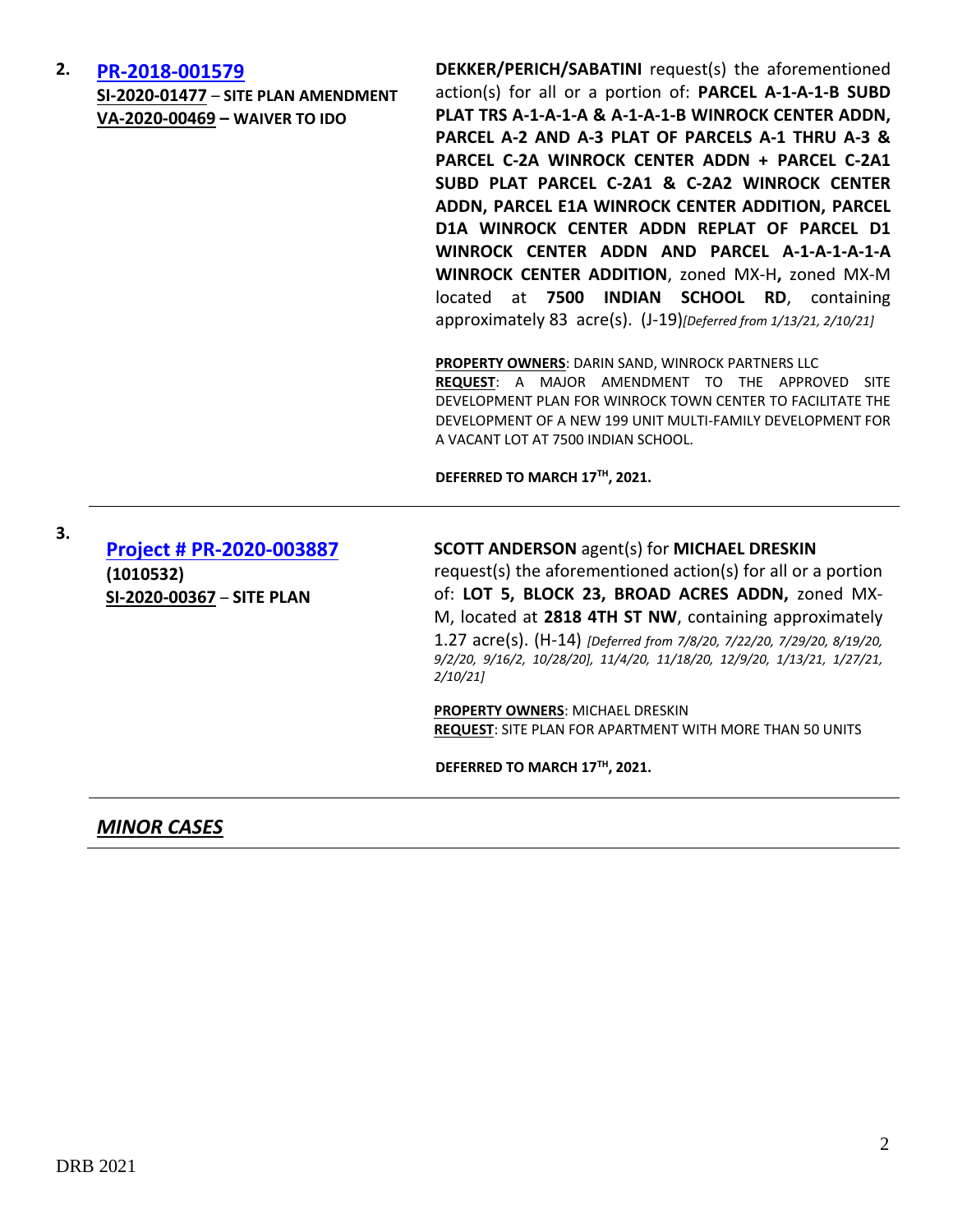2. **PR-2018-001579**
**SI-2020-01477 – SITE PLAN AMENDMENT**
**VA-2020-00469 – WAIVER TO IDO**

**DEKKER/PERICH/SABATINI** request(s) the aforementioned action(s) for all or a portion of: **PARCEL A-1-A-1-B SUBD PLAT TRS A-1-A-1-A & A-1-A-1-B WINROCK CENTER ADDN, PARCEL A-2 AND A-3 PLAT OF PARCELS A-1 THRU A-3 & PARCEL C-2A WINROCK CENTER ADDN + PARCEL C-2A1 SUBD PLAT PARCEL C-2A1 & C-2A2 WINROCK CENTER ADDN, PARCEL E1A WINROCK CENTER ADDITION, PARCEL D1A WINROCK CENTER ADDN REPLAT OF PARCEL D1 WINROCK CENTER ADDN AND PARCEL A-1-A-1-A-1-A WINROCK CENTER ADDITION**, zoned MX-H**,** zoned MX-M located at **7500 INDIAN SCHOOL RD**, containing approximately 83 acre(s). (J-19)*[Deferred from 1/13/21, 2/10/21]*

**PROPERTY OWNERS**: DARIN SAND, WINROCK PARTNERS LLC
**REQUEST**: A MAJOR AMENDMENT TO THE APPROVED SITE DEVELOPMENT PLAN FOR WINROCK TOWN CENTER TO FACILITATE THE DEVELOPMENT OF A NEW 199 UNIT MULTI-FAMILY DEVELOPMENT FOR A VACANT LOT AT 7500 INDIAN SCHOOL.

**DEFERRED TO MARCH 17TH, 2021.**

---

3. **Project # PR-2020-003887**
**(1010532)**
**SI-2020-00367 – SITE PLAN**

**SCOTT ANDERSON** agent(s) for **MICHAEL DRESKIN** request(s) the aforementioned action(s) for all or a portion of: **LOT 5, BLOCK 23, BROAD ACRES ADDN,** zoned MX-M, located at **2818 4TH ST NW**, containing approximately 1.27 acre(s). (H-14) *[Deferred from 7/8/20, 7/22/20, 7/29/20, 8/19/20, 9/2/20, 9/16/2, 10/28/20], 11/4/20, 11/18/20, 12/9/20, 1/13/21, 1/27/21, 2/10/21]*

**PROPERTY OWNERS**: MICHAEL DRESKIN
**REQUEST**: SITE PLAN FOR APARTMENT WITH MORE THAN 50 UNITS

**DEFERRED TO MARCH 17TH, 2021.**

---

## ***MINOR CASES***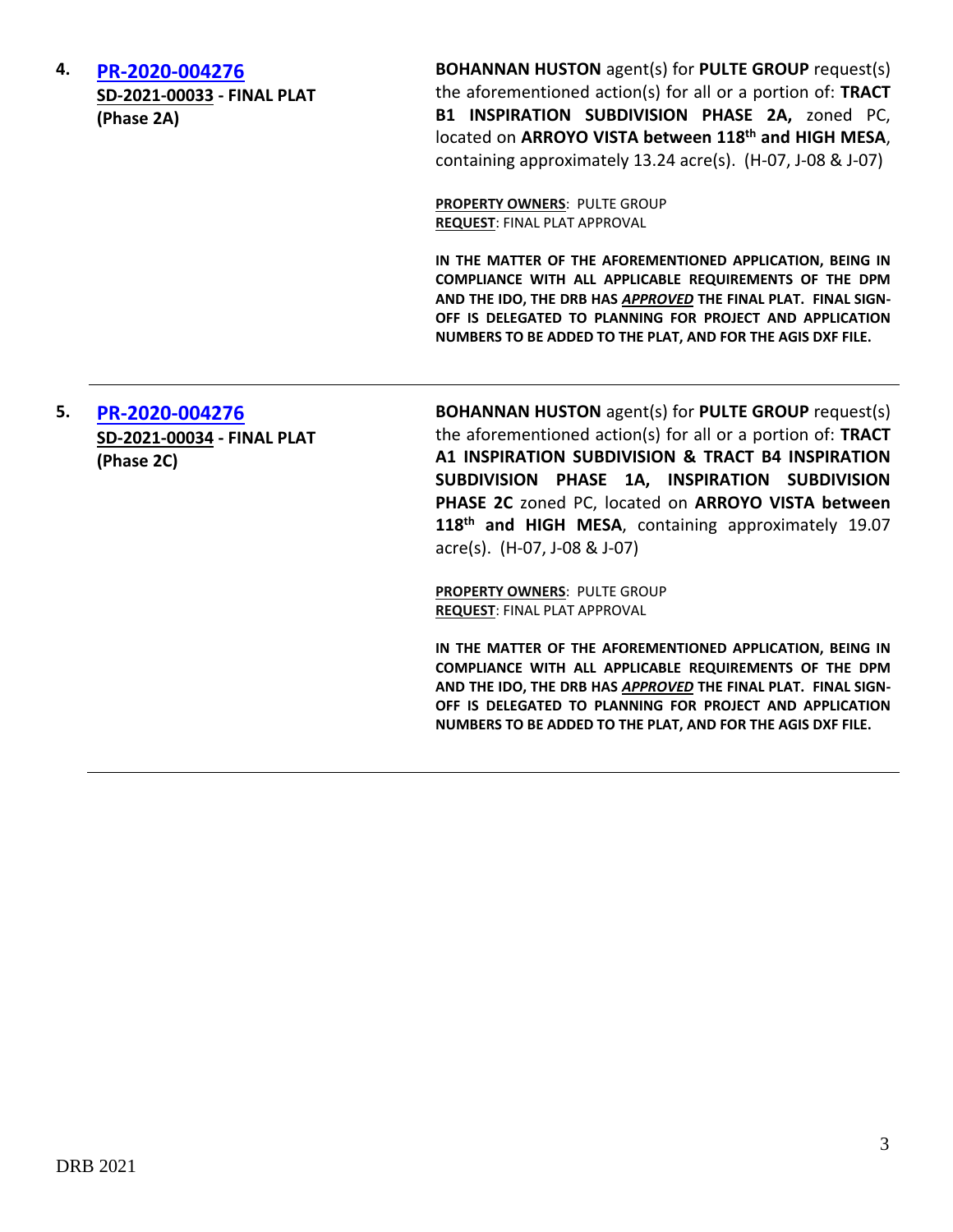**4.** [**PR-2020-004276**]
**SD-2021-00033 - FINAL PLAT (Phase 2A)**

**BOHANNAN HUSTON** agent(s) for **PULTE GROUP** request(s) the aforementioned action(s) for all or a portion of: **TRACT B1 INSPIRATION SUBDIVISION PHASE 2A,** zoned PC, located on **ARROYO VISTA between 118th and HIGH MESA**, containing approximately 13.24 acre(s). (H-07, J-08 & J-07)

**PROPERTY OWNERS**: PULTE GROUP
**REQUEST**: FINAL PLAT APPROVAL

**IN THE MATTER OF THE AFOREMENTIONED APPLICATION, BEING IN COMPLIANCE WITH ALL APPLICABLE REQUIREMENTS OF THE DPM AND THE IDO, THE DRB HAS *APPROVED* THE FINAL PLAT. FINAL SIGN-OFF IS DELEGATED TO PLANNING FOR PROJECT AND APPLICATION NUMBERS TO BE ADDED TO THE PLAT, AND FOR THE AGIS DXF FILE.**

---

**5.** [**PR-2020-004276**]
**SD-2021-00034 - FINAL PLAT (Phase 2C)**

**BOHANNAN HUSTON** agent(s) for **PULTE GROUP** request(s) the aforementioned action(s) for all or a portion of: **TRACT A1 INSPIRATION SUBDIVISION & TRACT B4 INSPIRATION SUBDIVISION PHASE 1A, INSPIRATION SUBDIVISION PHASE 2C** zoned PC, located on **ARROYO VISTA between 118th and HIGH MESA**, containing approximately 19.07 acre(s). (H-07, J-08 & J-07)

**PROPERTY OWNERS**: PULTE GROUP
**REQUEST**: FINAL PLAT APPROVAL

**IN THE MATTER OF THE AFOREMENTIONED APPLICATION, BEING IN COMPLIANCE WITH ALL APPLICABLE REQUIREMENTS OF THE DPM AND THE IDO, THE DRB HAS *APPROVED* THE FINAL PLAT. FINAL SIGN-OFF IS DELEGATED TO PLANNING FOR PROJECT AND APPLICATION NUMBERS TO BE ADDED TO THE PLAT, AND FOR THE AGIS DXF FILE.**

---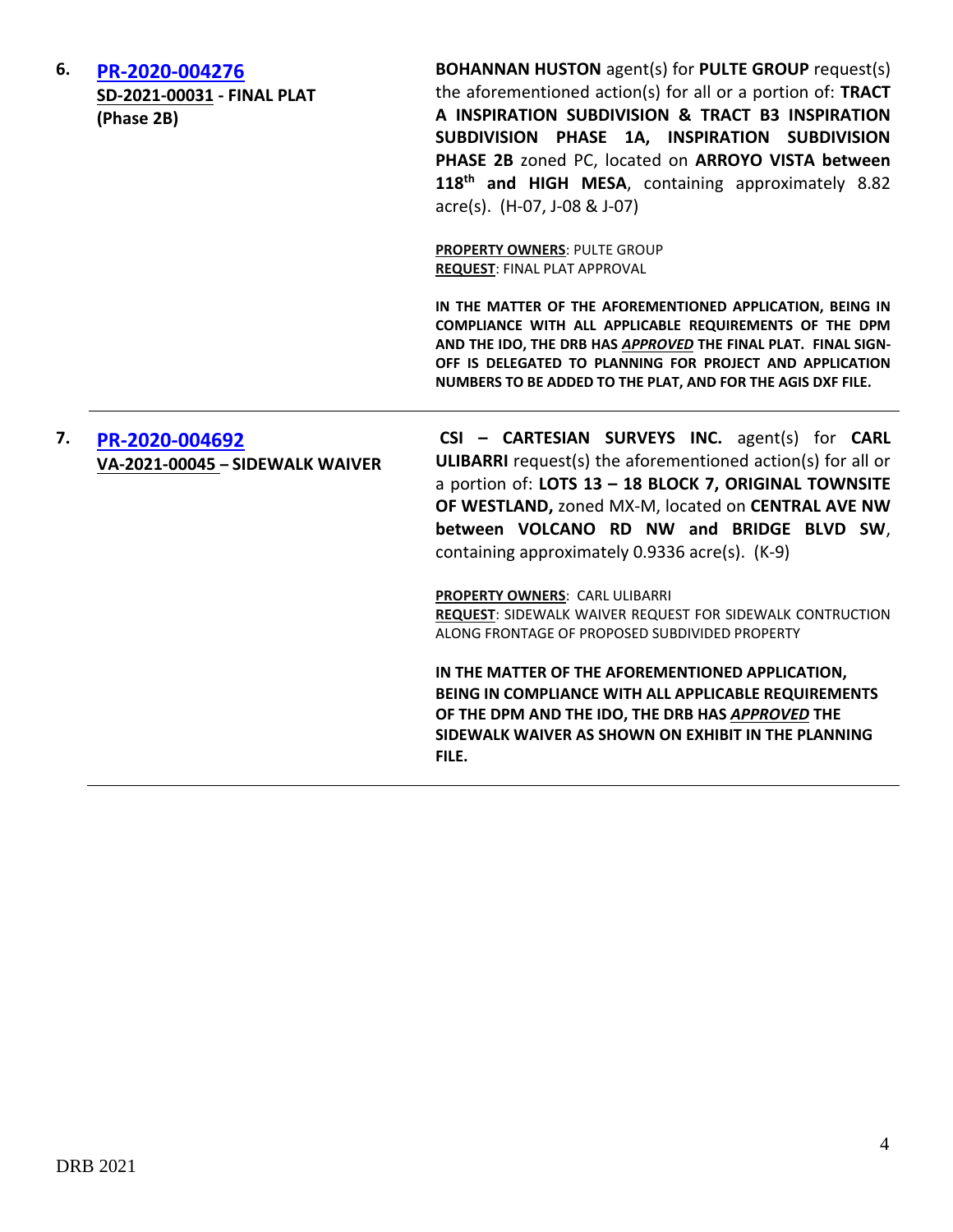6. **[PR-2020-004276](PR-2020-004276)**
**SD-2021-00031 - FINAL PLAT (Phase 2B)**

**BOHANNAN HUSTON** agent(s) for **PULTE GROUP** request(s) the aforementioned action(s) for all or a portion of: **TRACT A INSPIRATION SUBDIVISION & TRACT B3 INSPIRATION SUBDIVISION PHASE 1A, INSPIRATION SUBDIVISION PHASE 2B** zoned PC, located on **ARROYO VISTA between 118th and HIGH MESA**, containing approximately 8.82 acre(s). (H-07, J-08 & J-07)

**PROPERTY OWNERS**: PULTE GROUP
**REQUEST**: FINAL PLAT APPROVAL

**IN THE MATTER OF THE AFOREMENTIONED APPLICATION, BEING IN COMPLIANCE WITH ALL APPLICABLE REQUIREMENTS OF THE DPM AND THE IDO, THE DRB HAS *APPROVED* THE FINAL PLAT. FINAL SIGN-OFF IS DELEGATED TO PLANNING FOR PROJECT AND APPLICATION NUMBERS TO BE ADDED TO THE PLAT, AND FOR THE AGIS DXF FILE.**

---

7. **[PR-2020-004692](PR-2020-004692)**
**VA-2021-00045 – SIDEWALK WAIVER**

**CSI – CARTESIAN SURVEYS INC.** agent(s) for **CARL ULIBARRI** request(s) the aforementioned action(s) for all or a portion of: **LOTS 13 – 18 BLOCK 7, ORIGINAL TOWNSITE OF WESTLAND,** zoned MX-M, located on **CENTRAL AVE NW between VOLCANO RD NW and BRIDGE BLVD SW**, containing approximately 0.9336 acre(s). (K-9)

**PROPERTY OWNERS**: CARL ULIBARRI
**REQUEST**: SIDEWALK WAIVER REQUEST FOR SIDEWALK CONTRUCTION ALONG FRONTAGE OF PROPOSED SUBDIVIDED PROPERTY

**IN THE MATTER OF THE AFOREMENTIONED APPLICATION, BEING IN COMPLIANCE WITH ALL APPLICABLE REQUIREMENTS OF THE DPM AND THE IDO, THE DRB HAS *APPROVED* THE SIDEWALK WAIVER AS SHOWN ON EXHIBIT IN THE PLANNING FILE.**

---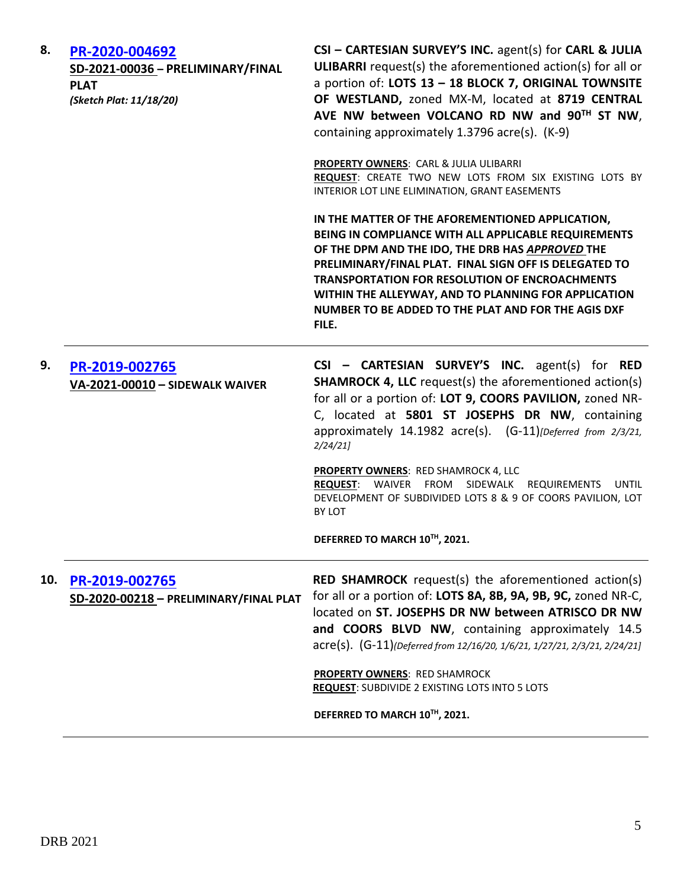**8. [PR-2020-004692](#)**

**SD-2021-00036 – PRELIMINARY/FINAL PLAT**

***(Sketch Plat: 11/18/20)***

**CSI – CARTESIAN SURVEY'S INC.** agent(s) for **CARL & JULIA ULIBARRI** request(s) the aforementioned action(s) for all or a portion of: **LOTS 13 – 18 BLOCK 7, ORIGINAL TOWNSITE OF WESTLAND,** zoned MX-M, located at **8719 CENTRAL AVE NW between VOLCANO RD NW and 90TH ST NW**, containing approximately 1.3796 acre(s). (K-9)

**PROPERTY OWNERS**: CARL & JULIA ULIBARRI

**REQUEST**: CREATE TWO NEW LOTS FROM SIX EXISTING LOTS BY INTERIOR LOT LINE ELIMINATION, GRANT EASEMENTS

**IN THE MATTER OF THE AFOREMENTIONED APPLICATION, BEING IN COMPLIANCE WITH ALL APPLICABLE REQUIREMENTS OF THE DPM AND THE IDO, THE DRB HAS *APPROVED* THE PRELIMINARY/FINAL PLAT. FINAL SIGN OFF IS DELEGATED TO TRANSPORTATION FOR RESOLUTION OF ENCROACHMENTS WITHIN THE ALLEYWAY, AND TO PLANNING FOR APPLICATION NUMBER TO BE ADDED TO THE PLAT AND FOR THE AGIS DXF FILE.**

---

**9. [PR-2019-002765](#)**

**VA-2021-00010 – SIDEWALK WAIVER**

**CSI – CARTESIAN SURVEY'S INC.** agent(s) for **RED SHAMROCK 4, LLC** request(s) the aforementioned action(s) for all or a portion of: **LOT 9, COORS PAVILION,** zoned NR-C, located at **5801 ST JOSEPHS DR NW**, containing approximately 14.1982 acre(s). (G-11)*[Deferred from 2/3/21, 2/24/21]*

**PROPERTY OWNERS**: RED SHAMROCK 4, LLC

**REQUEST**: WAIVER FROM SIDEWALK REQUIREMENTS UNTIL DEVELOPMENT OF SUBDIVIDED LOTS 8 & 9 OF COORS PAVILION, LOT BY LOT

**DEFERRED TO MARCH 10TH, 2021.**

---

**10. [PR-2019-002765](#)**

**SD-2020-00218 – PRELIMINARY/FINAL PLAT**

**RED SHAMROCK** request(s) the aforementioned action(s) for all or a portion of: **LOTS 8A, 8B, 9A, 9B, 9C,** zoned NR-C, located on **ST. JOSEPHS DR NW between ATRISCO DR NW and COORS BLVD NW**, containing approximately 14.5 acre(s). (G-11)*(Deferred from 12/16/20, 1/6/21, 1/27/21, 2/3/21, 2/24/21]*

**PROPERTY OWNERS**: RED SHAMROCK

**REQUEST**: SUBDIVIDE 2 EXISTING LOTS INTO 5 LOTS

**DEFERRED TO MARCH 10TH, 2021.**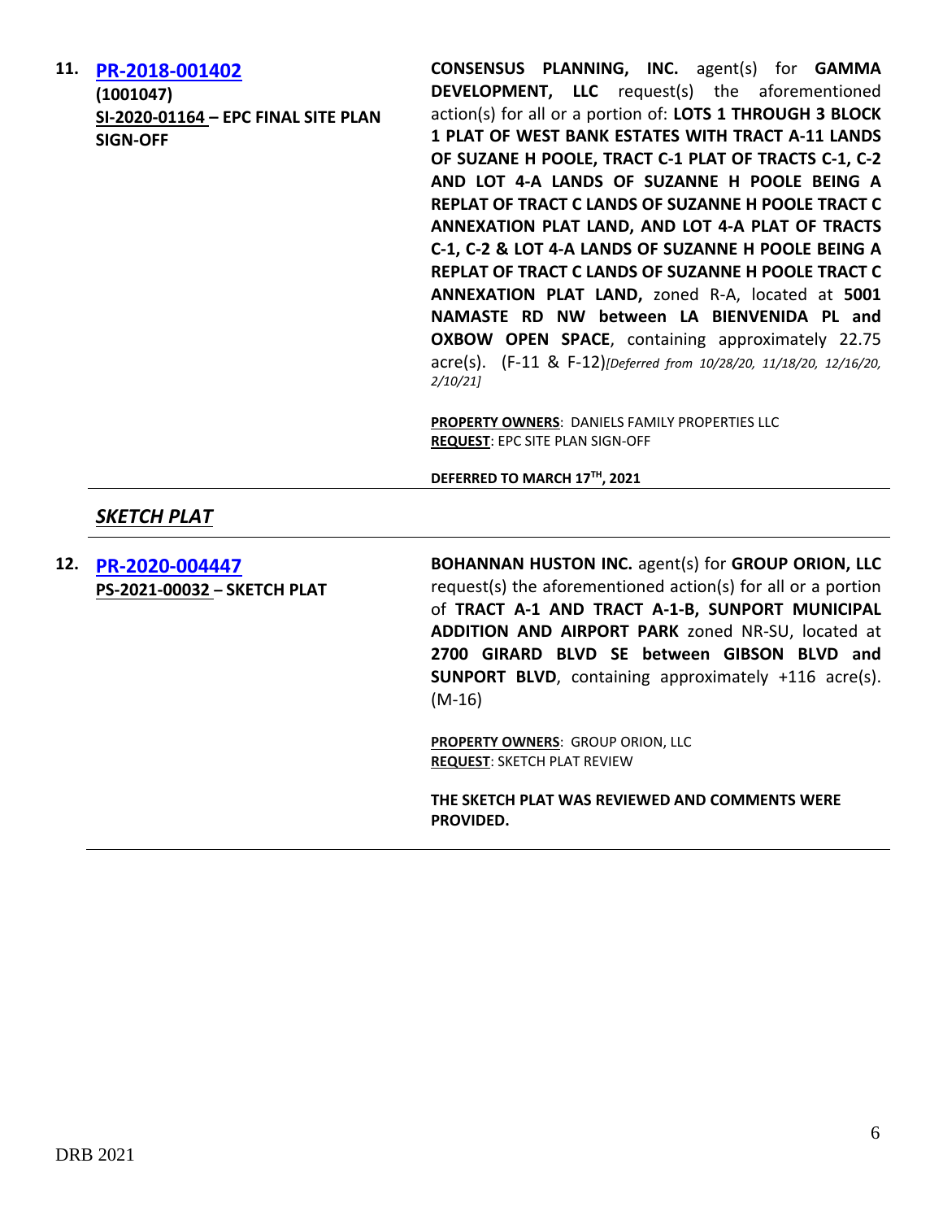**11. [PR-2018-001402](PR-2018-001402)**
**(1001047)**
**SI-2020-01164 – EPC FINAL SITE PLAN SIGN-OFF**

**CONSENSUS PLANNING, INC.** agent(s) for **GAMMA DEVELOPMENT, LLC** request(s) the aforementioned action(s) for all or a portion of: **LOTS 1 THROUGH 3 BLOCK 1 PLAT OF WEST BANK ESTATES WITH TRACT A-11 LANDS OF SUZANE H POOLE, TRACT C-1 PLAT OF TRACTS C-1, C-2 AND LOT 4-A LANDS OF SUZANNE H POOLE BEING A REPLAT OF TRACT C LANDS OF SUZANNE H POOLE TRACT C ANNEXATION PLAT LAND, AND LOT 4-A PLAT OF TRACTS C-1, C-2 & LOT 4-A LANDS OF SUZANNE H POOLE BEING A REPLAT OF TRACT C LANDS OF SUZANNE H POOLE TRACT C ANNEXATION PLAT LAND,** zoned R-A, located at **5001 NAMASTE RD NW between LA BIENVENIDA PL and OXBOW OPEN SPACE**, containing approximately 22.75 acre(s). (F-11 & F-12)*[Deferred from 10/28/20, 11/18/20, 12/16/20, 2/10/21]*

**PROPERTY OWNERS**: DANIELS FAMILY PROPERTIES LLC
**REQUEST**: EPC SITE PLAN SIGN-OFF

**DEFERRED TO MARCH 17TH, 2021**

---

## ***SKETCH PLAT***

---

**12. [PR-2020-004447](PR-2020-004447)**
**PS-2021-00032 – SKETCH PLAT**

**BOHANNAN HUSTON INC.** agent(s) for **GROUP ORION, LLC** request(s) the aforementioned action(s) for all or a portion of **TRACT A-1 AND TRACT A-1-B, SUNPORT MUNICIPAL ADDITION AND AIRPORT PARK** zoned NR-SU, located at **2700 GIRARD BLVD SE between GIBSON BLVD and SUNPORT BLVD**, containing approximately +116 acre(s). (M-16)

**PROPERTY OWNERS**: GROUP ORION, LLC
**REQUEST**: SKETCH PLAT REVIEW

**THE SKETCH PLAT WAS REVIEWED AND COMMENTS WERE PROVIDED.**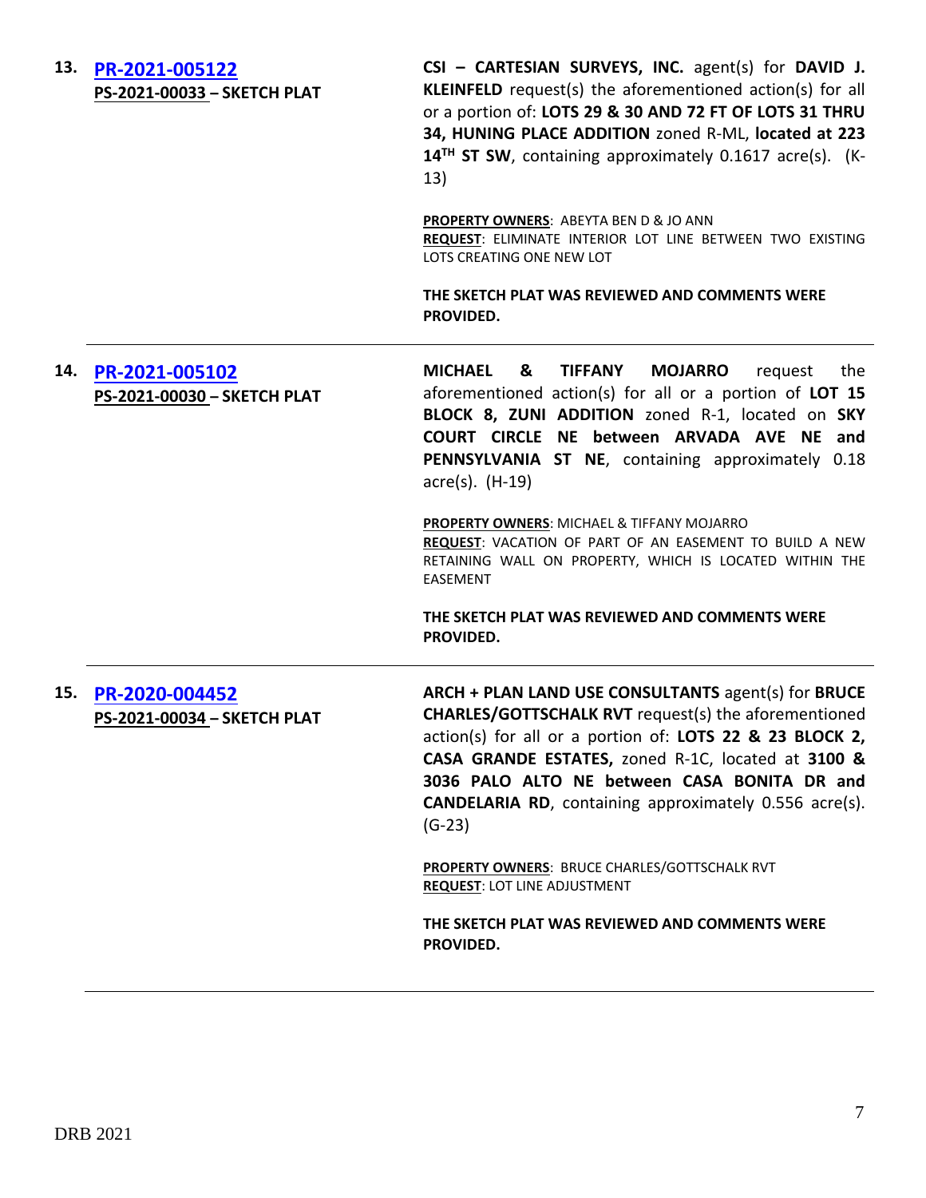**13. [PR-2021-005122](#)**
**PS-2021-00033 – SKETCH PLAT**

**CSI – CARTESIAN SURVEYS, INC.** agent(s) for **DAVID J. KLEINFELD** request(s) the aforementioned action(s) for all or a portion of: **LOTS 29 & 30 AND 72 FT OF LOTS 31 THRU 34, HUNING PLACE ADDITION** zoned R-ML, **located at 223 14TH ST SW**, containing approximately 0.1617 acre(s). (K-13)

**PROPERTY OWNERS**: ABEYTA BEN D & JO ANN
**REQUEST**: ELIMINATE INTERIOR LOT LINE BETWEEN TWO EXISTING LOTS CREATING ONE NEW LOT

**THE SKETCH PLAT WAS REVIEWED AND COMMENTS WERE PROVIDED.**

---

**14. [PR-2021-005102](#)**
**PS-2021-00030 – SKETCH PLAT**

**MICHAEL & TIFFANY MOJARRO** request the aforementioned action(s) for all or a portion of **LOT 15 BLOCK 8, ZUNI ADDITION** zoned R-1, located on **SKY COURT CIRCLE NE between ARVADA AVE NE and PENNSYLVANIA ST NE**, containing approximately 0.18 acre(s). (H-19)

**PROPERTY OWNERS**: MICHAEL & TIFFANY MOJARRO
**REQUEST**: VACATION OF PART OF AN EASEMENT TO BUILD A NEW RETAINING WALL ON PROPERTY, WHICH IS LOCATED WITHIN THE EASEMENT

**THE SKETCH PLAT WAS REVIEWED AND COMMENTS WERE PROVIDED.**

---

**15. [PR-2020-004452](#)**
**PS-2021-00034 – SKETCH PLAT**

**ARCH + PLAN LAND USE CONSULTANTS** agent(s) for **BRUCE CHARLES/GOTTSCHALK RVT** request(s) the aforementioned action(s) for all or a portion of: **LOTS 22 & 23 BLOCK 2, CASA GRANDE ESTATES,** zoned R-1C, located at **3100 & 3036 PALO ALTO NE between CASA BONITA DR and CANDELARIA RD**, containing approximately 0.556 acre(s). (G-23)

**PROPERTY OWNERS**: BRUCE CHARLES/GOTTSCHALK RVT
**REQUEST**: LOT LINE ADJUSTMENT

**THE SKETCH PLAT WAS REVIEWED AND COMMENTS WERE PROVIDED.**

---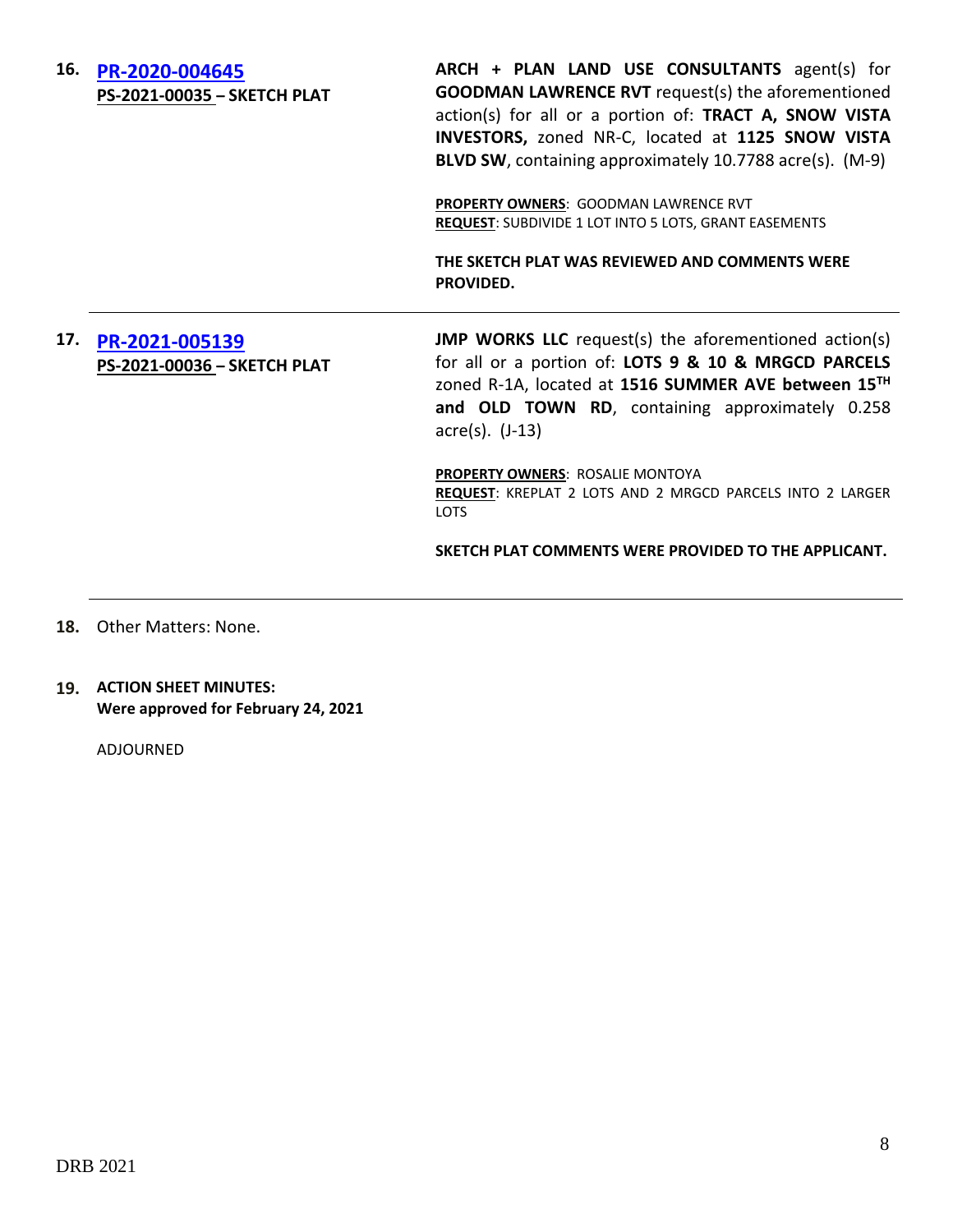**16.** **[PR-2020-004645](PR-2020-004645)**
**PS-2021-00035 – SKETCH PLAT**

**ARCH + PLAN LAND USE CONSULTANTS** agent(s) for **GOODMAN LAWRENCE RVT** request(s) the aforementioned action(s) for all or a portion of: **TRACT A, SNOW VISTA INVESTORS,** zoned NR-C, located at **1125 SNOW VISTA BLVD SW**, containing approximately 10.7788 acre(s). (M-9)

**PROPERTY OWNERS**: GOODMAN LAWRENCE RVT
**REQUEST**: SUBDIVIDE 1 LOT INTO 5 LOTS, GRANT EASEMENTS

**THE SKETCH PLAT WAS REVIEWED AND COMMENTS WERE PROVIDED.**

---

**17.** **[PR-2021-005139](PR-2021-005139)**
**PS-2021-00036 – SKETCH PLAT**

**JMP WORKS LLC** request(s) the aforementioned action(s) for all or a portion of: **LOTS 9 & 10 & MRGCD PARCELS** zoned R-1A, located at **1516 SUMMER AVE between 15TH and OLD TOWN RD**, containing approximately 0.258 acre(s). (J-13)

**PROPERTY OWNERS**: ROSALIE MONTOYA
**REQUEST**: KREPLAT 2 LOTS AND 2 MRGCD PARCELS INTO 2 LARGER LOTS

**SKETCH PLAT COMMENTS WERE PROVIDED TO THE APPLICANT.**

---

**18.** Other Matters: None.

**19.** **ACTION SHEET MINUTES:**
**Were approved for February 24, 2021**

ADJOURNED

DRB 2021